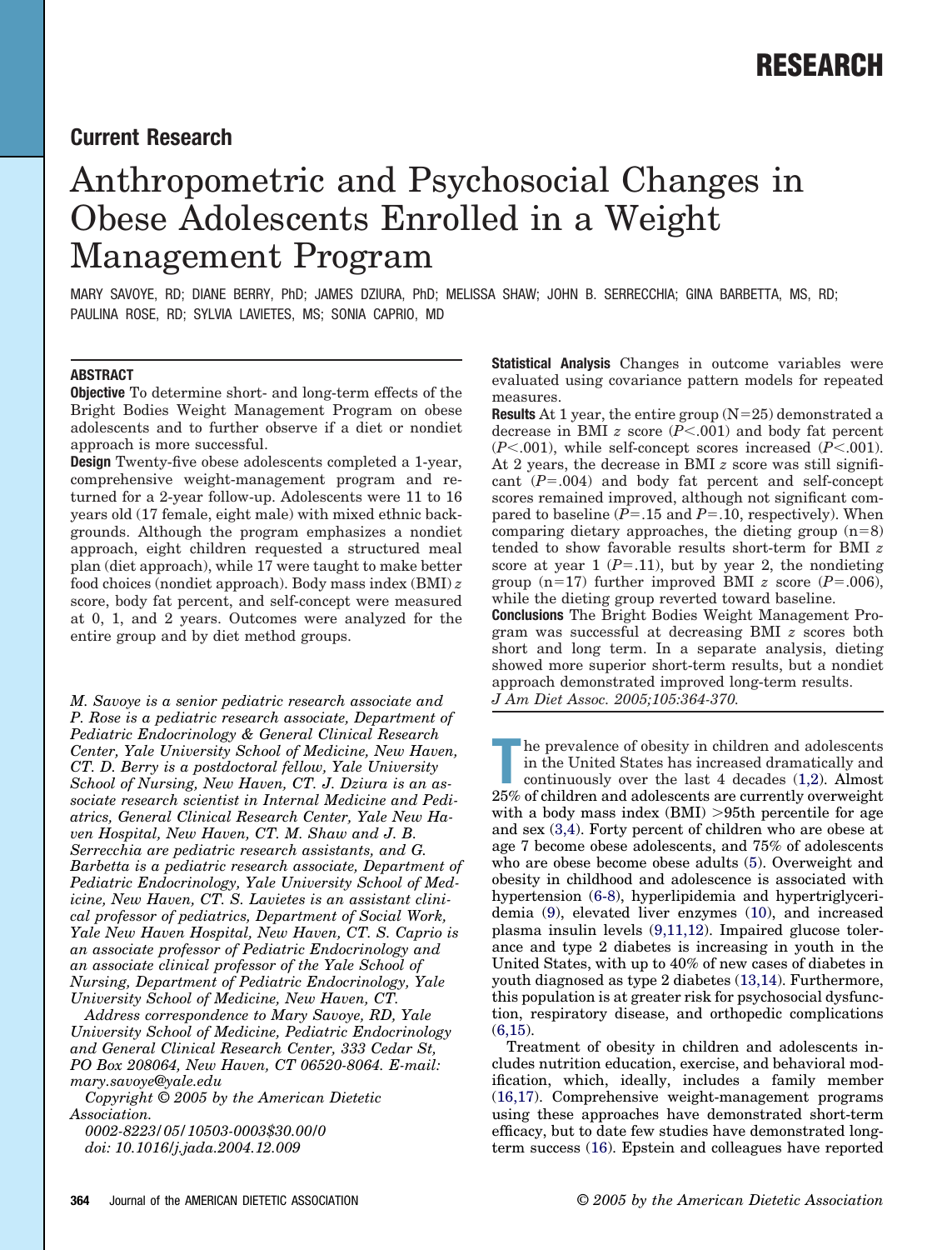RESEARCH

## Current Research

# Anthropometric and Psychosocial Changes in Obese Adolescents Enrolled in a Weight Management Program

MARY SAVOYE, RD; DIANE BERRY, PhD; JAMES DZIURA, PhD; MELISSA SHAW; JOHN B. SERRECCHIA; GINA BARBETTA, MS, RD; PAULINA ROSE, RD; SYLVIA LAVIETES, MS; SONIA CAPRIO, MD

### ABSTRACT

**Objective** To determine short- and long-term effects of the Bright Bodies Weight Management Program on obese adolescents and to further observe if a diet or nondiet approach is more successful.

**Design** Twenty-five obese adolescents completed a 1-year, comprehensive weight-management program and returned for a 2-year follow-up. Adolescents were 11 to 16 years old (17 female, eight male) with mixed ethnic backgrounds. Although the program emphasizes a nondiet approach, eight children requested a structured meal plan (diet approach), while 17 were taught to make better food choices (nondiet approach). Body mass index (BMI) *z* score, body fat percent, and self-concept were measured at 0, 1, and 2 years. Outcomes were analyzed for the entire group and by diet method groups.

**Statistical Analysis** Changes in outcome variables were evaluated using covariance pattern models for repeated measures.

**Results** At 1 year, the entire group (N=25) demonstrated a decrease in BMI *z* score ($P<.001$) and body fat percent ($P<.001$), while self-concept scores increased ($P<.001$). At 2 years, the decrease in BMI *z* score was still significant ($P=.004$) and body fat percent and self-concept scores remained improved, although not significant compared to baseline ($P=.15$ and $P=.10$, respectively). When comparing dietary approaches, the dieting group (n=8) tended to show favorable results short-term for BMI *z* score at year 1 ($P=.11$), but by year 2, the nondieting group (n=17) further improved BMI *z* score ($P=.006$), while the dieting group reverted toward baseline.

**Conclusions** The Bright Bodies Weight Management Program was successful at decreasing BMI *z* scores both short and long term. In a separate analysis, dieting showed more superior short-term results, but a nondiet approach demonstrated improved long-term results.

*J Am Diet Assoc. 2005;105:364-370.*

*M. Savoye is a senior pediatric research associate and P. Rose is a pediatric research associate, Department of Pediatric Endocrinology & General Clinical Research Center, Yale University School of Medicine, New Haven, CT. D. Berry is a postdoctoral fellow, Yale University School of Nursing, New Haven, CT. J. Dziura is an associate research scientist in Internal Medicine and Pediatrics, General Clinical Research Center, Yale New Haven Hospital, New Haven, CT. M. Shaw and J. B. Serrecchia are pediatric research assistants, and G. Barbetta is a pediatric research associate, Department of Pediatric Endocrinology, Yale University School of Medicine, New Haven, CT. S. Lavietes is an assistant clinical professor of pediatrics, Department of Social Work, Yale New Haven Hospital, New Haven, CT. S. Caprio is an associate professor of Pediatric Endocrinology and an associate clinical professor of the Yale School of Nursing, Department of Pediatric Endocrinology, Yale University School of Medicine, New Haven, CT.*

*Address correspondence to Mary Savoye, RD, Yale University School of Medicine, Pediatric Endocrinology and General Clinical Research Center, 333 Cedar St, PO Box 208064, New Haven, CT 06520-8064. E-mail: mary.savoye@yale.edu*

*Copyright © 2005 by the American Dietetic Association.*

*0002-8223/05/10503-0003$30.00/0*

*doi: 10.1016/j.jada.2004.12.009*

The prevalence of obesity in children and adolescents in the United States has increased dramatically and continuously over the last 4 decades (1,2). Almost 25% of children and adolescents are currently overweight with a body mass index (BMI) >95th percentile for age and sex (3,4). Forty percent of children who are obese at age 7 become obese adolescents, and 75% of adolescents who are obese become obese adults (5). Overweight and obesity in childhood and adolescence is associated with hypertension (6-8), hyperlipidemia and hypertriglyceridemia (9), elevated liver enzymes (10), and increased plasma insulin levels (9,11,12). Impaired glucose tolerance and type 2 diabetes is increasing in youth in the United States, with up to 40% of new cases of diabetes in youth diagnosed as type 2 diabetes (13,14). Furthermore, this population is at greater risk for psychosocial dysfunction, respiratory disease, and orthopedic complications (6,15).

Treatment of obesity in children and adolescents includes nutrition education, exercise, and behavioral modification, which, ideally, includes a family member (16,17). Comprehensive weight-management programs using these approaches have demonstrated short-term efficacy, but to date few studies have demonstrated long-term success (16). Epstein and colleagues have reported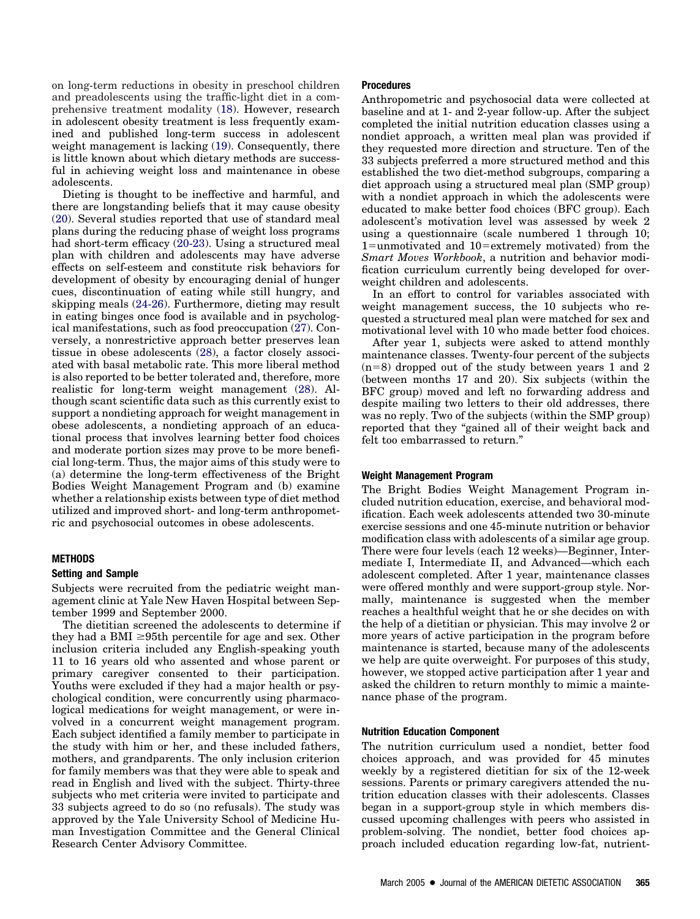on long-term reductions in obesity in preschool children and preadolescents using the traffic-light diet in a comprehensive treatment modality (18). However, research in adolescent obesity treatment is less frequently examined and published long-term success in adolescent weight management is lacking (19). Consequently, there is little known about which dietary methods are successful in achieving weight loss and maintenance in obese adolescents.

Dieting is thought to be ineffective and harmful, and there are longstanding beliefs that it may cause obesity (20). Several studies reported that use of standard meal plans during the reducing phase of weight loss programs had short-term efficacy (20-23). Using a structured meal plan with children and adolescents may have adverse effects on self-esteem and constitute risk behaviors for development of obesity by encouraging denial of hunger cues, discontinuation of eating while still hungry, and skipping meals (24-26). Furthermore, dieting may result in eating binges once food is available and in psychological manifestations, such as food preoccupation (27). Conversely, a nonrestrictive approach better preserves lean tissue in obese adolescents (28), a factor closely associated with basal metabolic rate. This more liberal method is also reported to be better tolerated and, therefore, more realistic for long-term weight management (28). Although scant scientific data such as this currently exist to support a nondieting approach for weight management in obese adolescents, a nondieting approach of an educational process that involves learning better food choices and moderate portion sizes may prove to be more beneficial long-term. Thus, the major aims of this study were to (a) determine the long-term effectiveness of the Bright Bodies Weight Management Program and (b) examine whether a relationship exists between type of diet method utilized and improved short- and long-term anthropometric and psychosocial outcomes in obese adolescents.

## METHODS

### Setting and Sample

Subjects were recruited from the pediatric weight management clinic at Yale New Haven Hospital between September 1999 and September 2000.

The dietitian screened the adolescents to determine if they had a BMI ≥95th percentile for age and sex. Other inclusion criteria included any English-speaking youth 11 to 16 years old who assented and whose parent or primary caregiver consented to their participation. Youths were excluded if they had a major health or psychological condition, were concurrently using pharmacological medications for weight management, or were involved in a concurrent weight management program. Each subject identified a family member to participate in the study with him or her, and these included fathers, mothers, and grandparents. The only inclusion criterion for family members was that they were able to speak and read in English and lived with the subject. Thirty-three subjects who met criteria were invited to participate and 33 subjects agreed to do so (no refusals). The study was approved by the Yale University School of Medicine Human Investigation Committee and the General Clinical Research Center Advisory Committee.

### Procedures

Anthropometric and psychosocial data were collected at baseline and at 1- and 2-year follow-up. After the subject completed the initial nutrition education classes using a nondiet approach, a written meal plan was provided if they requested more direction and structure. Ten of the 33 subjects preferred a more structured method and this established the two diet-method subgroups, comparing a diet approach using a structured meal plan (SMP group) with a nondiet approach in which the adolescents were educated to make better food choices (BFC group). Each adolescent's motivation level was assessed by week 2 using a questionnaire (scale numbered 1 through 10; 1=unmotivated and 10=extremely motivated) from the *Smart Moves Workbook*, a nutrition and behavior modification curriculum currently being developed for overweight children and adolescents.

In an effort to control for variables associated with weight management success, the 10 subjects who requested a structured meal plan were matched for sex and motivational level with 10 who made better food choices.

After year 1, subjects were asked to attend monthly maintenance classes. Twenty-four percent of the subjects (n=8) dropped out of the study between years 1 and 2 (between months 17 and 20). Six subjects (within the BFC group) moved and left no forwarding address and despite mailing two letters to their old addresses, there was no reply. Two of the subjects (within the SMP group) reported that they "gained all of their weight back and felt too embarrassed to return."

### Weight Management Program

The Bright Bodies Weight Management Program included nutrition education, exercise, and behavioral modification. Each week adolescents attended two 30-minute exercise sessions and one 45-minute nutrition or behavior modification class with adolescents of a similar age group. There were four levels (each 12 weeks)—Beginner, Intermediate I, Intermediate II, and Advanced—which each adolescent completed. After 1 year, maintenance classes were offered monthly and were support-group style. Normally, maintenance is suggested when the member reaches a healthful weight that he or she decides on with the help of a dietitian or physician. This may involve 2 or more years of active participation in the program before maintenance is started, because many of the adolescents we help are quite overweight. For purposes of this study, however, we stopped active participation after 1 year and asked the children to return monthly to mimic a maintenance phase of the program.

### Nutrition Education Component

The nutrition curriculum used a nondiet, better food choices approach, and was provided for 45 minutes weekly by a registered dietitian for six of the 12-week sessions. Parents or primary caregivers attended the nutrition education classes with their adolescents. Classes began in a support-group style in which members discussed upcoming challenges with peers who assisted in problem-solving. The nondiet, better food choices approach included education regarding low-fat, nutrient-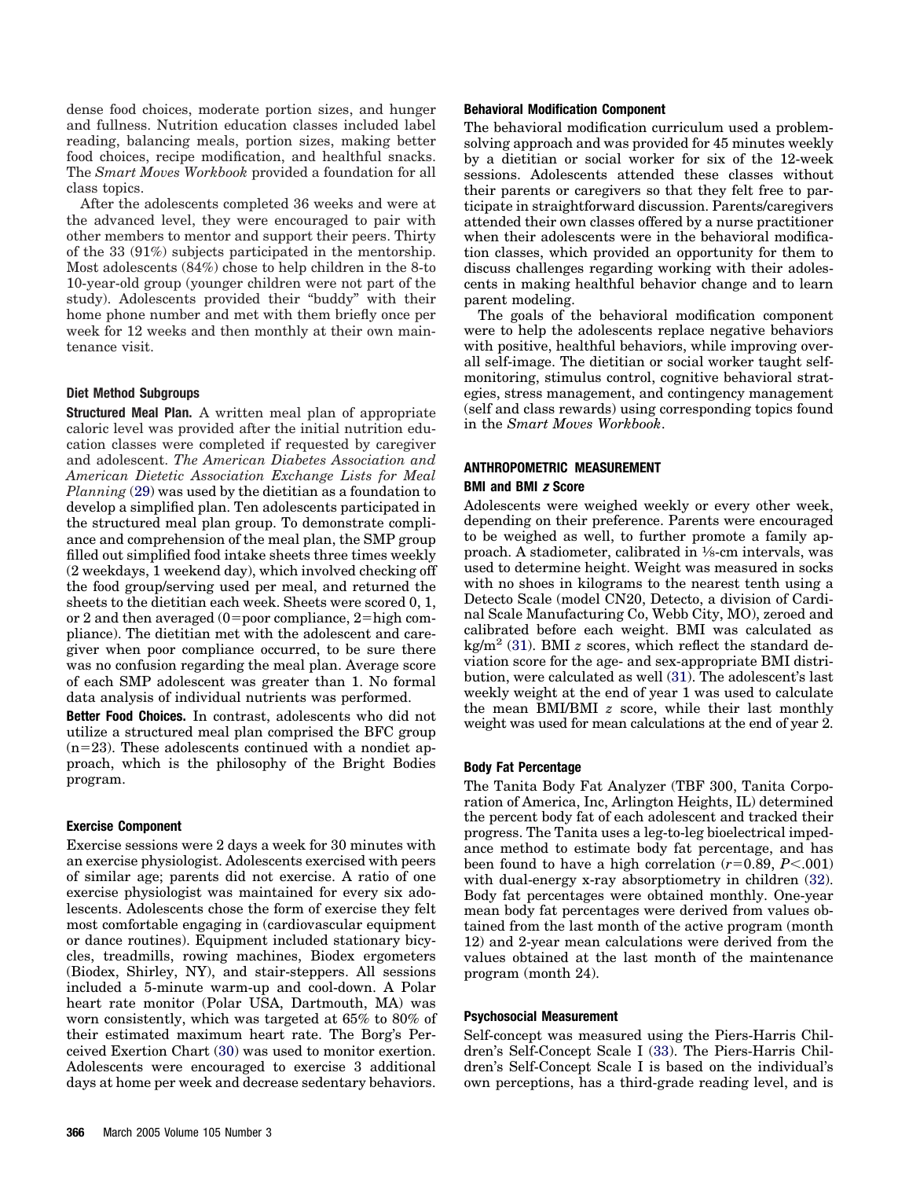dense food choices, moderate portion sizes, and hunger and fullness. Nutrition education classes included label reading, balancing meals, portion sizes, making better food choices, recipe modification, and healthful snacks. The *Smart Moves Workbook* provided a foundation for all class topics.

After the adolescents completed 36 weeks and were at the advanced level, they were encouraged to pair with other members to mentor and support their peers. Thirty of the 33 (91%) subjects participated in the mentorship. Most adolescents (84%) chose to help children in the 8-to 10-year-old group (younger children were not part of the study). Adolescents provided their "buddy" with their home phone number and met with them briefly once per week for 12 weeks and then monthly at their own maintenance visit.

#### Diet Method Subgroups

**Structured Meal Plan.** A written meal plan of appropriate caloric level was provided after the initial nutrition education classes were completed if requested by caregiver and adolescent. *The American Diabetes Association and American Dietetic Association Exchange Lists for Meal Planning* (29) was used by the dietitian as a foundation to develop a simplified plan. Ten adolescents participated in the structured meal plan group. To demonstrate compliance and comprehension of the meal plan, the SMP group filled out simplified food intake sheets three times weekly (2 weekdays, 1 weekend day), which involved checking off the food group/serving used per meal, and returned the sheets to the dietitian each week. Sheets were scored 0, 1, or 2 and then averaged (0=poor compliance, 2=high compliance). The dietitian met with the adolescent and caregiver when poor compliance occurred, to be sure there was no confusion regarding the meal plan. Average score of each SMP adolescent was greater than 1. No formal data analysis of individual nutrients was performed.

**Better Food Choices.** In contrast, adolescents who did not utilize a structured meal plan comprised the BFC group (n=23). These adolescents continued with a nondiet approach, which is the philosophy of the Bright Bodies program.

#### Exercise Component

Exercise sessions were 2 days a week for 30 minutes with an exercise physiologist. Adolescents exercised with peers of similar age; parents did not exercise. A ratio of one exercise physiologist was maintained for every six adolescents. Adolescents chose the form of exercise they felt most comfortable engaging in (cardiovascular equipment or dance routines). Equipment included stationary bicycles, treadmills, rowing machines, Biodex ergometers (Biodex, Shirley, NY), and stair-steppers. All sessions included a 5-minute warm-up and cool-down. A Polar heart rate monitor (Polar USA, Dartmouth, MA) was worn consistently, which was targeted at 65% to 80% of their estimated maximum heart rate. The Borg's Perceived Exertion Chart (30) was used to monitor exertion. Adolescents were encouraged to exercise 3 additional days at home per week and decrease sedentary behaviors.

#### Behavioral Modification Component

The behavioral modification curriculum used a problem-solving approach and was provided for 45 minutes weekly by a dietitian or social worker for six of the 12-week sessions. Adolescents attended these classes without their parents or caregivers so that they felt free to participate in straightforward discussion. Parents/caregivers attended their own classes offered by a nurse practitioner when their adolescents were in the behavioral modification classes, which provided an opportunity for them to discuss challenges regarding working with their adolescents in making healthful behavior change and to learn parent modeling.

The goals of the behavioral modification component were to help the adolescents replace negative behaviors with positive, healthful behaviors, while improving overall self-image. The dietitian or social worker taught self-monitoring, stimulus control, cognitive behavioral strategies, stress management, and contingency management (self and class rewards) using corresponding topics found in the *Smart Moves Workbook*.

### ANTHROPOMETRIC MEASUREMENT

#### BMI and BMI *z* Score

Adolescents were weighed weekly or every other week, depending on their preference. Parents were encouraged to be weighed as well, to further promote a family approach. A stadiometer, calibrated in ⅛-cm intervals, was used to determine height. Weight was measured in socks with no shoes in kilograms to the nearest tenth using a Detecto Scale (model CN20, Detecto, a division of Cardinal Scale Manufacturing Co, Webb City, MO), zeroed and calibrated before each weight. BMI was calculated as $kg/m^2$ (31). BMI *z* scores, which reflect the standard deviation score for the age- and sex-appropriate BMI distribution, were calculated as well (31). The adolescent's last weekly weight at the end of year 1 was used to calculate the mean BMI/BMI *z* score, while their last monthly weight was used for mean calculations at the end of year 2.

#### Body Fat Percentage

The Tanita Body Fat Analyzer (TBF 300, Tanita Corporation of America, Inc, Arlington Heights, IL) determined the percent body fat of each adolescent and tracked their progress. The Tanita uses a leg-to-leg bioelectrical impedance method to estimate body fat percentage, and has been found to have a high correlation ($r=0.89$, $P<.001$) with dual-energy x-ray absorptiometry in children (32). Body fat percentages were obtained monthly. One-year mean body fat percentages were derived from values obtained from the last month of the active program (month 12) and 2-year mean calculations were derived from the values obtained at the last month of the maintenance program (month 24).

#### Psychosocial Measurement

Self-concept was measured using the Piers-Harris Children's Self-Concept Scale I (33). The Piers-Harris Children's Self-Concept Scale I is based on the individual's own perceptions, has a third-grade reading level, and is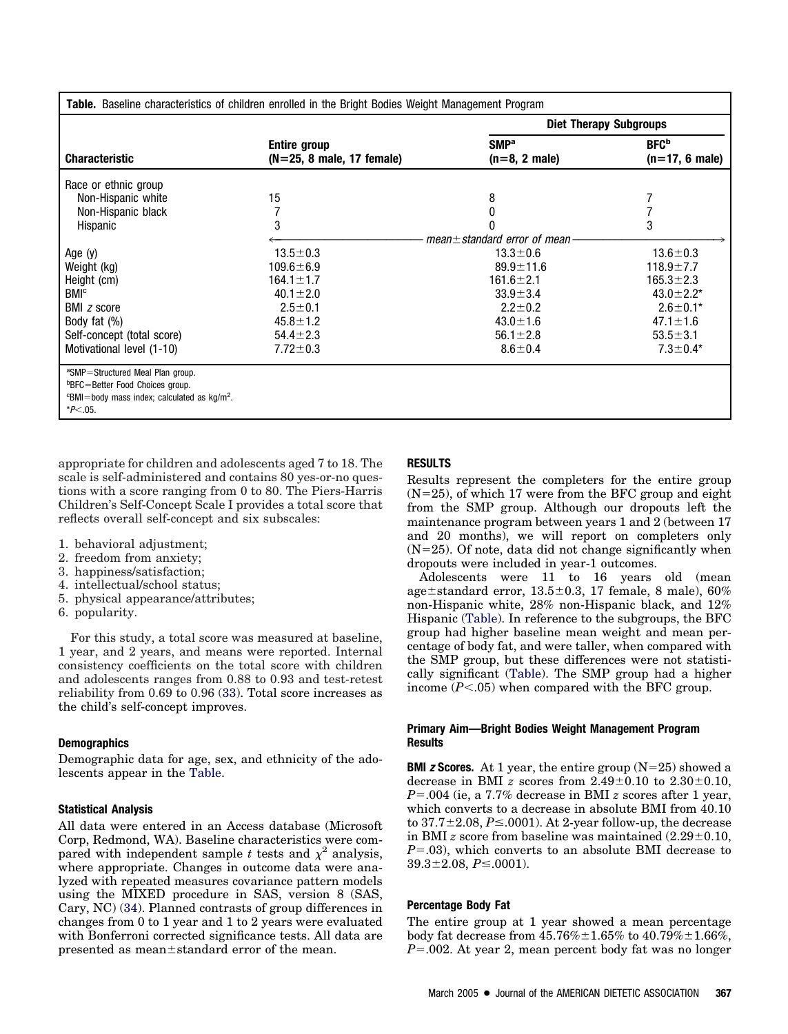**Table.** Baseline characteristics of children enrolled in the Bright Bodies Weight Management Program

| Characteristic | Entire group (N=25, 8 male, 17 female) | Diet Therapy Subgroups | |
|---|---|---|---|
| | | SMP[a] (n=8, 2 male) | BFC[b] (n=17, 6 male) |
| Race or ethnic group | | | |
| Non-Hispanic white | 15 | 8 | 7 |
| Non-Hispanic black | 7 | 0 | 7 |
| Hispanic | 3 | 0 | 3 |
| | ← mean±standard error of mean → | | |
| Age (y) | 13.5±0.3 | 13.3±0.6 | 13.6±0.3 |
| Weight (kg) | 109.6±6.9 | 89.9±11.6 | 118.9±7.7 |
| Height (cm) | 164.1±1.7 | 161.6±2.1 | 165.3±2.3 |
| BMI[c] | 40.1±2.0 | 33.9±3.4 | 43.0±2.2* |
| BMI *z* score | 2.5±0.1 | 2.2±0.2 | 2.6±0.1* |
| Body fat (%) | 45.8±1.2 | 43.0±1.6 | 47.1±1.6 |
| Self-concept (total score) | 54.4±2.3 | 56.1±2.8 | 53.5±3.1 |
| Motivational level (1-10) | 7.72±0.3 | 8.6±0.4 | 7.3±0.4* |

[a]SMP=Structured Meal Plan group.
[b]BFC=Better Food Choices group.
[c]BMI=body mass index; calculated as kg/m$^2$.
*$P<.05$.

appropriate for children and adolescents aged 7 to 18. The scale is self-administered and contains 80 yes-or-no questions with a score ranging from 0 to 80. The Piers-Harris Children's Self-Concept Scale I provides a total score that reflects overall self-concept and six subscales:

1. behavioral adjustment;
2. freedom from anxiety;
3. happiness/satisfaction;
4. intellectual/school status;
5. physical appearance/attributes;
6. popularity.

For this study, a total score was measured at baseline, 1 year, and 2 years, and means were reported. Internal consistency coefficients on the total score with children and adolescents ranges from 0.88 to 0.93 and test-retest reliability from 0.69 to 0.96 (33). Total score increases as the child's self-concept improves.

### Demographics

Demographic data for age, sex, and ethnicity of the adolescents appear in the Table.

### Statistical Analysis

All data were entered in an Access database (Microsoft Corp, Redmond, WA). Baseline characteristics were compared with independent sample *t* tests and $\chi^2$ analysis, where appropriate. Changes in outcome data were analyzed with repeated measures covariance pattern models using the MIXED procedure in SAS, version 8 (SAS, Cary, NC) (34). Planned contrasts of group differences in changes from 0 to 1 year and 1 to 2 years were evaluated with Bonferroni corrected significance tests. All data are presented as mean±standard error of the mean.

## RESULTS

Results represent the completers for the entire group (N=25), of which 17 were from the BFC group and eight from the SMP group. Although our dropouts left the maintenance program between years 1 and 2 (between 17 and 20 months), we will report on completers only (N=25). Of note, data did not change significantly when dropouts were included in year-1 outcomes.

Adolescents were 11 to 16 years old (mean age±standard error, 13.5±0.3, 17 female, 8 male), 60% non-Hispanic white, 28% non-Hispanic black, and 12% Hispanic (Table). In reference to the subgroups, the BFC group had higher baseline mean weight and mean percentage of body fat, and were taller, when compared with the SMP group, but these differences were not statistically significant (Table). The SMP group had a higher income ($P<.05$) when compared with the BFC group.

### Primary Aim—Bright Bodies Weight Management Program Results

**BMI *z* Scores.** At 1 year, the entire group (N=25) showed a decrease in BMI *z* scores from 2.49±0.10 to 2.30±0.10, $P=.004$ (ie, a 7.7% decrease in BMI *z* scores after 1 year, which converts to a decrease in absolute BMI from 40.10 to 37.7±2.08, $P\leq.0001$). At 2-year follow-up, the decrease in BMI *z* score from baseline was maintained (2.29±0.10, $P=.03$), which converts to an absolute BMI decrease to 39.3±2.08, $P\leq.0001$).

### Percentage Body Fat

The entire group at 1 year showed a mean percentage body fat decrease from 45.76%±1.65% to 40.79%±1.66%, $P=.002$. At year 2, mean percent body fat was no longer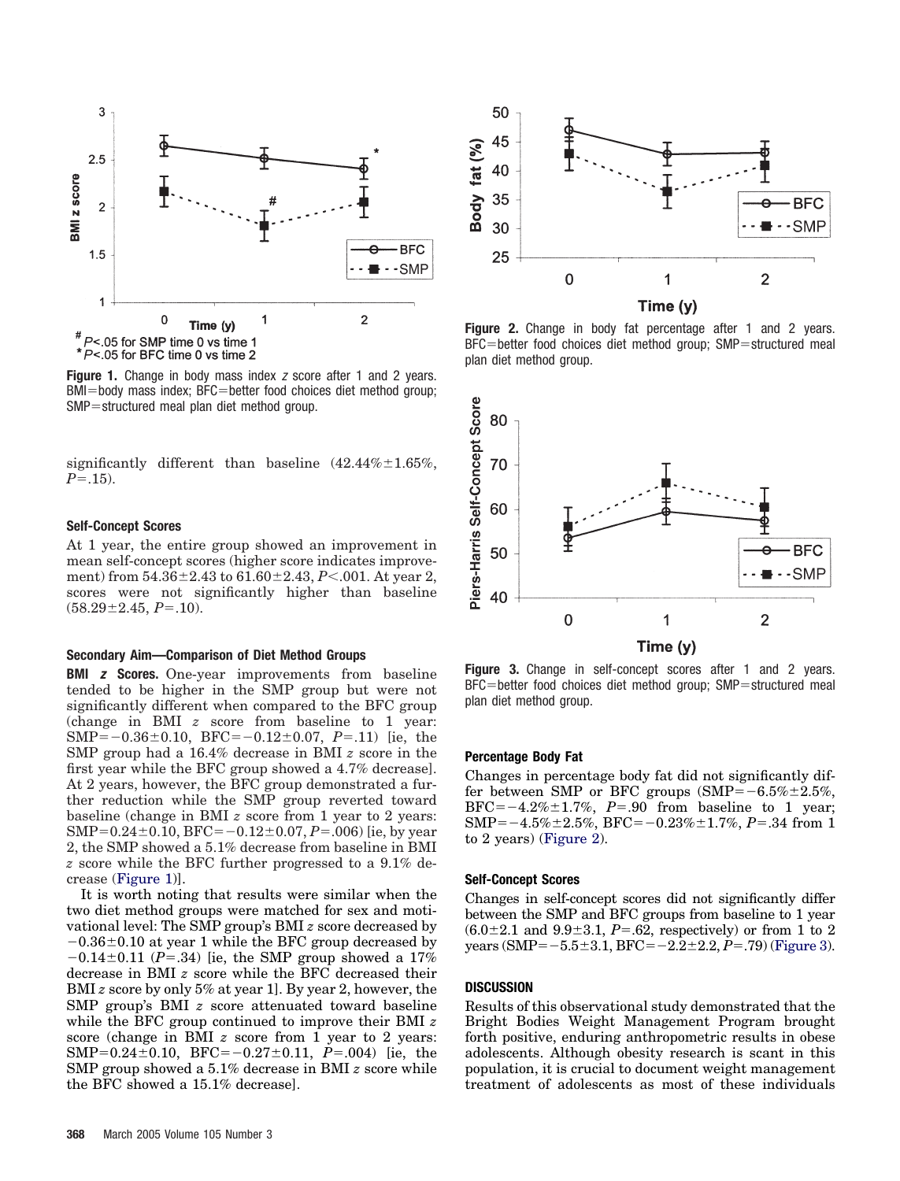# P<.05 for SMP time 0 vs time 1
* P<.05 for BFC time 0 vs time 2

**Figure 1.** Change in body mass index $z$ score after 1 and 2 years. BMI=body mass index; BFC=better food choices diet method group; SMP=structured meal plan diet method group.

significantly different than baseline (42.44%±1.65%, $P$=.15).

### Self-Concept Scores

At 1 year, the entire group showed an improvement in mean self-concept scores (higher score indicates improvement) from 54.36±2.43 to 61.60±2.43, $P$<.001. At year 2, scores were not significantly higher than baseline (58.29±2.45, $P$=.10).

### Secondary Aim—Comparison of Diet Method Groups

**BMI *z* Scores.** One-year improvements from baseline tended to be higher in the SMP group but were not significantly different when compared to the BFC group (change in BMI $z$ score from baseline to 1 year: SMP=−0.36±0.10, BFC=−0.12±0.07, $P$=.11) [ie, the SMP group had a 16.4% decrease in BMI $z$ score in the first year while the BFC group showed a 4.7% decrease]. At 2 years, however, the BFC group demonstrated a further reduction while the SMP group reverted toward baseline (change in BMI $z$ score from 1 year to 2 years: SMP=0.24±0.10, BFC=−0.12±0.07, $P$=.006) [ie, by year 2, the SMP showed a 5.1% decrease from baseline in BMI $z$ score while the BFC further progressed to a 9.1% decrease (Figure 1)].

It is worth noting that results were similar when the two diet method groups were matched for sex and motivational level: The SMP group's BMI $z$ score decreased by −0.36±0.10 at year 1 while the BFC group decreased by −0.14±0.11 ($P$=.34) [ie, the SMP group showed a 17% decrease in BMI $z$ score while the BFC decreased their BMI $z$ score by only 5% at year 1]. By year 2, however, the SMP group's BMI $z$ score attenuated toward baseline while the BFC group continued to improve their BMI $z$ score (change in BMI $z$ score from 1 year to 2 years: SMP=0.24±0.10, BFC=−0.27±0.11, $P$=.004) [ie, the SMP group showed a 5.1% decrease in BMI $z$ score while the BFC showed a 15.1% decrease].

**Figure 2.** Change in body fat percentage after 1 and 2 years. BFC=better food choices diet method group; SMP=structured meal plan diet method group.

**Figure 3.** Change in self-concept scores after 1 and 2 years. BFC=better food choices diet method group; SMP=structured meal plan diet method group.

### Percentage Body Fat

Changes in percentage body fat did not significantly differ between SMP or BFC groups (SMP=−6.5%±2.5%, BFC=−4.2%±1.7%, $P$=.90 from baseline to 1 year; SMP=−4.5%±2.5%, BFC=−0.23%±1.7%, $P$=.34 from 1 to 2 years) (Figure 2).

### Self-Concept Scores

Changes in self-concept scores did not significantly differ between the SMP and BFC groups from baseline to 1 year (6.0±2.1 and 9.9±3.1, $P$=.62, respectively) or from 1 to 2 years (SMP=−5.5±3.1, BFC=−2.2±2.2, $P$=.79) (Figure 3).

## DISCUSSION

Results of this observational study demonstrated that the Bright Bodies Weight Management Program brought forth positive, enduring anthropometric results in obese adolescents. Although obesity research is scant in this population, it is crucial to document weight management treatment of adolescents as most of these individuals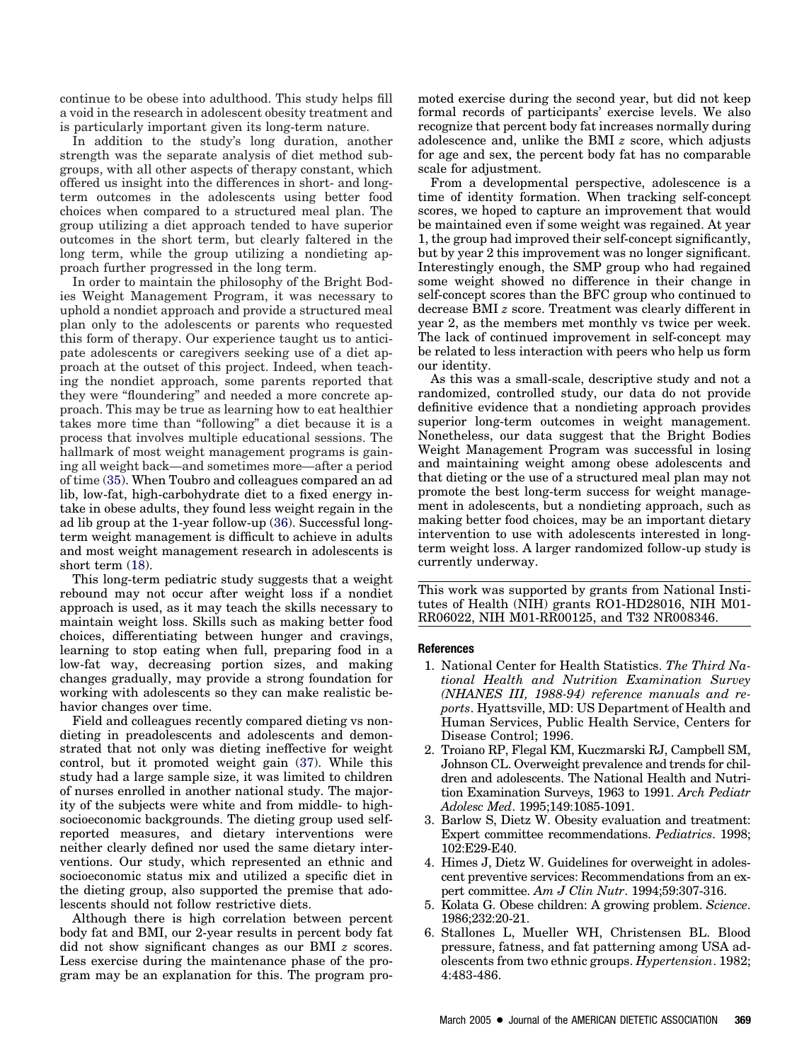continue to be obese into adulthood. This study helps fill a void in the research in adolescent obesity treatment and is particularly important given its long-term nature.

In addition to the study's long duration, another strength was the separate analysis of diet method subgroups, with all other aspects of therapy constant, which offered us insight into the differences in short- and long-term outcomes in the adolescents using better food choices when compared to a structured meal plan. The group utilizing a diet approach tended to have superior outcomes in the short term, but clearly faltered in the long term, while the group utilizing a nondieting approach further progressed in the long term.

In order to maintain the philosophy of the Bright Bodies Weight Management Program, it was necessary to uphold a nondiet approach and provide a structured meal plan only to the adolescents or parents who requested this form of therapy. Our experience taught us to anticipate adolescents or caregivers seeking use of a diet approach at the outset of this project. Indeed, when teaching the nondiet approach, some parents reported that they were "floundering" and needed a more concrete approach. This may be true as learning how to eat healthier takes more time than "following" a diet because it is a process that involves multiple educational sessions. The hallmark of most weight management programs is gaining all weight back—and sometimes more—after a period of time (35). When Toubro and colleagues compared an ad lib, low-fat, high-carbohydrate diet to a fixed energy intake in obese adults, they found less weight regain in the ad lib group at the 1-year follow-up (36). Successful long-term weight management is difficult to achieve in adults and most weight management research in adolescents is short term (18).

This long-term pediatric study suggests that a weight rebound may not occur after weight loss if a nondiet approach is used, as it may teach the skills necessary to maintain weight loss. Skills such as making better food choices, differentiating between hunger and cravings, learning to stop eating when full, preparing food in a low-fat way, decreasing portion sizes, and making changes gradually, may provide a strong foundation for working with adolescents so they can make realistic behavior changes over time.

Field and colleagues recently compared dieting vs nondieting in preadolescents and adolescents and demonstrated that not only was dieting ineffective for weight control, but it promoted weight gain (37). While this study had a large sample size, it was limited to children of nurses enrolled in another national study. The majority of the subjects were white and from middle- to high-socioeconomic backgrounds. The dieting group used self-reported measures, and dietary interventions were neither clearly defined nor used the same dietary interventions. Our study, which represented an ethnic and socioeconomic status mix and utilized a specific diet in the dieting group, also supported the premise that adolescents should not follow restrictive diets.

Although there is high correlation between percent body fat and BMI, our 2-year results in percent body fat did not show significant changes as our BMI *z* scores. Less exercise during the maintenance phase of the program may be an explanation for this. The program promoted exercise during the second year, but did not keep formal records of participants' exercise levels. We also recognize that percent body fat increases normally during adolescence and, unlike the BMI *z* score, which adjusts for age and sex, the percent body fat has no comparable scale for adjustment.

From a developmental perspective, adolescence is a time of identity formation. When tracking self-concept scores, we hoped to capture an improvement that would be maintained even if some weight was regained. At year 1, the group had improved their self-concept significantly, but by year 2 this improvement was no longer significant. Interestingly enough, the SMP group who had regained some weight showed no difference in their change in self-concept scores than the BFC group who continued to decrease BMI *z* score. Treatment was clearly different in year 2, as the members met monthly vs twice per week. The lack of continued improvement in self-concept may be related to less interaction with peers who help us form our identity.

As this was a small-scale, descriptive study and not a randomized, controlled study, our data do not provide definitive evidence that a nondieting approach provides superior long-term outcomes in weight management. Nonetheless, our data suggest that the Bright Bodies Weight Management Program was successful in losing and maintaining weight among obese adolescents and that dieting or the use of a structured meal plan may not promote the best long-term success for weight management in adolescents, but a nondieting approach, such as making better food choices, may be an important dietary intervention to use with adolescents interested in long-term weight loss. A larger randomized follow-up study is currently underway.

This work was supported by grants from National Institutes of Health (NIH) grants RO1-HD28016, NIH M01-RR06022, NIH M01-RR00125, and T32 NR008346.

## References

1. National Center for Health Statistics. *The Third National Health and Nutrition Examination Survey (NHANES III, 1988-94) reference manuals and reports*. Hyattsville, MD: US Department of Health and Human Services, Public Health Service, Centers for Disease Control; 1996.
2. Troiano RP, Flegal KM, Kuczmarski RJ, Campbell SM, Johnson CL. Overweight prevalence and trends for children and adolescents. The National Health and Nutrition Examination Surveys, 1963 to 1991. *Arch Pediatr Adolesc Med*. 1995;149:1085-1091.
3. Barlow S, Dietz W. Obesity evaluation and treatment: Expert committee recommendations. *Pediatrics*. 1998; 102:E29-E40.
4. Himes J, Dietz W. Guidelines for overweight in adolescent preventive services: Recommendations from an expert committee. *Am J Clin Nutr*. 1994;59:307-316.
5. Kolata G. Obese children: A growing problem. *Science*. 1986;232:20-21.
6. Stallones L, Mueller WH, Christensen BL. Blood pressure, fatness, and fat patterning among USA adolescents from two ethnic groups. *Hypertension*. 1982; 4:483-486.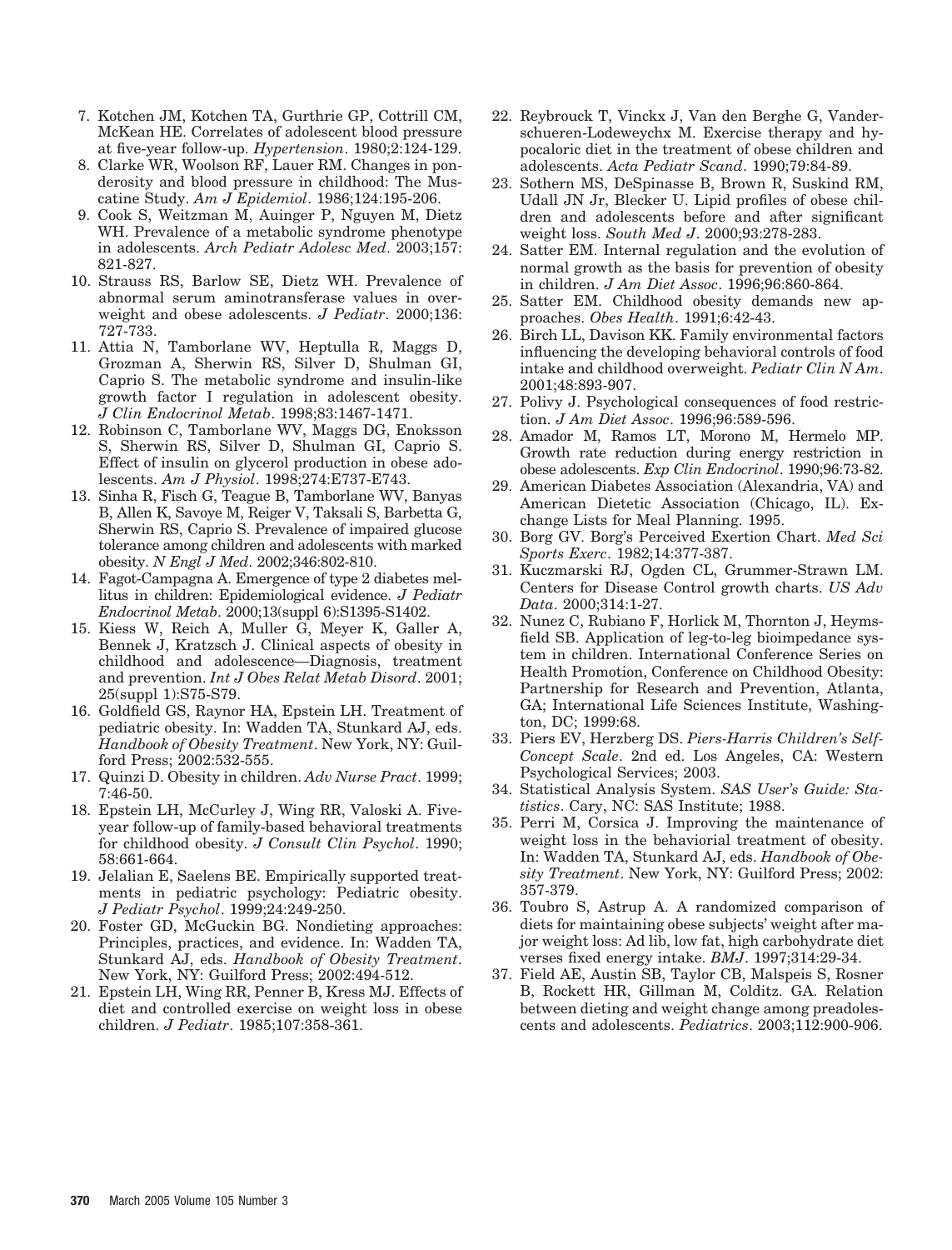7. Kotchen JM, Kotchen TA, Gurthrie GP, Cottrill CM, McKean HE. Correlates of adolescent blood pressure at five-year follow-up. *Hypertension*. 1980;2:124-129.
8. Clarke WR, Woolson RF, Lauer RM. Changes in ponderosity and blood pressure in childhood: The Muscatine Study. *Am J Epidemiol*. 1986;124:195-206.
9. Cook S, Weitzman M, Auinger P, Nguyen M, Dietz WH. Prevalence of a metabolic syndrome phenotype in adolescents. *Arch Pediatr Adolesc Med*. 2003;157:821-827.
10. Strauss RS, Barlow SE, Dietz WH. Prevalence of abnormal serum aminotransferase values in overweight and obese adolescents. *J Pediatr*. 2000;136:727-733.
11. Attia N, Tamborlane WV, Heptulla R, Maggs D, Grozman A, Sherwin RS, Silver D, Shulman GI, Caprio S. The metabolic syndrome and insulin-like growth factor I regulation in adolescent obesity. *J Clin Endocrinol Metab*. 1998;83:1467-1471.
12. Robinson C, Tamborlane WV, Maggs DG, Enoksson S, Sherwin RS, Silver D, Shulman GI, Caprio S. Effect of insulin on glycerol production in obese adolescents. *Am J Physiol*. 1998;274:E737-E743.
13. Sinha R, Fisch G, Teague B, Tamborlane WV, Banyas B, Allen K, Savoye M, Rieger V, Taksali S, Barbetta G, Sherwin RS, Caprio S. Prevalence of impaired glucose tolerance among children and adolescents with marked obesity. *N Engl J Med*. 2002;346:802-810.
14. Fagot-Campagna A. Emergence of type 2 diabetes mellitus in children: Epidemiological evidence. *J Pediatr Endocrinol Metab*. 2000;13(suppl 6):S1395-S1402.
15. Kiess W, Reich A, Muller G, Meyer K, Galler A, Bennek J, Kratzsch J. Clinical aspects of obesity in childhood and adolescence—Diagnosis, treatment and prevention. *Int J Obes Relat Metab Disord*. 2001;25(suppl 1):S75-S79.
16. Goldfield GS, Raynor HA, Epstein LH. Treatment of pediatric obesity. In: Wadden TA, Stunkard AJ, eds. *Handbook of Obesity Treatment*. New York, NY: Guilford Press; 2002:532-555.
17. Quinzi D. Obesity in children. *Adv Nurse Pract*. 1999;7:46-50.
18. Epstein LH, McCurley J, Wing RR, Valoski A. Five-year follow-up of family-based behavioral treatments for childhood obesity. *J Consult Clin Psychol*. 1990;58:661-664.
19. Jelalian E, Saelens BE. Empirically supported treatments in pediatric psychology: Pediatric obesity. *J Pediatr Psychol*. 1999;24:249-250.
20. Foster GD, McGuckin BG. Nondieting approaches: Principles, practices, and evidence. In: Wadden TA, Stunkard AJ, eds. *Handbook of Obesity Treatment*. New York, NY: Guilford Press; 2002:494-512.
21. Epstein LH, Wing RR, Penner B, Kress MJ. Effects of diet and controlled exercise on weight loss in obese children. *J Pediatr*. 1985;107:358-361.
22. Reybrouck T, Vinckx J, Van den Berghe G, Vanderschueren-Lodeweychx M. Exercise therapy and hypocaloric diet in the treatment of obese children and adolescents. *Acta Pediatr Scand*. 1990;79:84-89.
23. Sothern MS, DeSpinasse B, Brown R, Suskind RM, Udall JN Jr, Blecker U. Lipid profiles of obese children and adolescents before and after significant weight loss. *South Med J*. 2000;93:278-283.
24. Satter EM. Internal regulation and the evolution of normal growth as the basis for prevention of obesity in children. *J Am Diet Assoc*. 1996;96:860-864.
25. Satter EM. Childhood obesity demands new approaches. *Obes Health*. 1991;6:42-43.
26. Birch LL, Davison KK. Family environmental factors influencing the developing behavioral controls of food intake and childhood overweight. *Pediatr Clin N Am*. 2001;48:893-907.
27. Polivy J. Psychological consequences of food restriction. *J Am Diet Assoc*. 1996;96:589-596.
28. Amador M, Ramos LT, Morono M, Hermelo MP. Growth rate reduction during energy restriction in obese adolescents. *Exp Clin Endocrinol*. 1990;96:73-82.
29. American Diabetes Association (Alexandria, VA) and American Dietetic Association (Chicago, IL). Exchange Lists for Meal Planning. 1995.
30. Borg GV. Borg's Perceived Exertion Chart. *Med Sci Sports Exerc*. 1982;14:377-387.
31. Kuczmarski RJ, Ogden CL, Grummer-Strawn LM. Centers for Disease Control growth charts. *US Adv Data*. 2000;314:1-27.
32. Nunez C, Rubiano F, Horlick M, Thornton J, Heymsfield SB. Application of leg-to-leg bioimpedance system in children. International Conference Series on Health Promotion, Conference on Childhood Obesity: Partnership for Research and Prevention, Atlanta, GA; International Life Sciences Institute, Washington, DC; 1999:68.
33. Piers EV, Herzberg DS. *Piers-Harris Children's Self-Concept Scale*. 2nd ed. Los Angeles, CA: Western Psychological Services; 2003.
34. Statistical Analysis System. *SAS User's Guide: Statistics*. Cary, NC: SAS Institute; 1988.
35. Perri M, Corsica J. Improving the maintenance of weight loss in the behaviorial treatment of obesity. In: Wadden TA, Stunkard AJ, eds. *Handbook of Obesity Treatment*. New York, NY: Guilford Press; 2002:357-379.
36. Toubro S, Astrup A. A randomized comparison of diets for maintaining obese subjects' weight after major weight loss: Ad lib, low fat, high carbohydrate diet verses fixed energy intake. *BMJ*. 1997;314:29-34.
37. Field AE, Austin SB, Taylor CB, Malspeis S, Rosner B, Rockett HR, Gillman M, Colditz. GA. Relation between dieting and weight change among preadolescents and adolescents. *Pediatrics*. 2003;112:900-906.